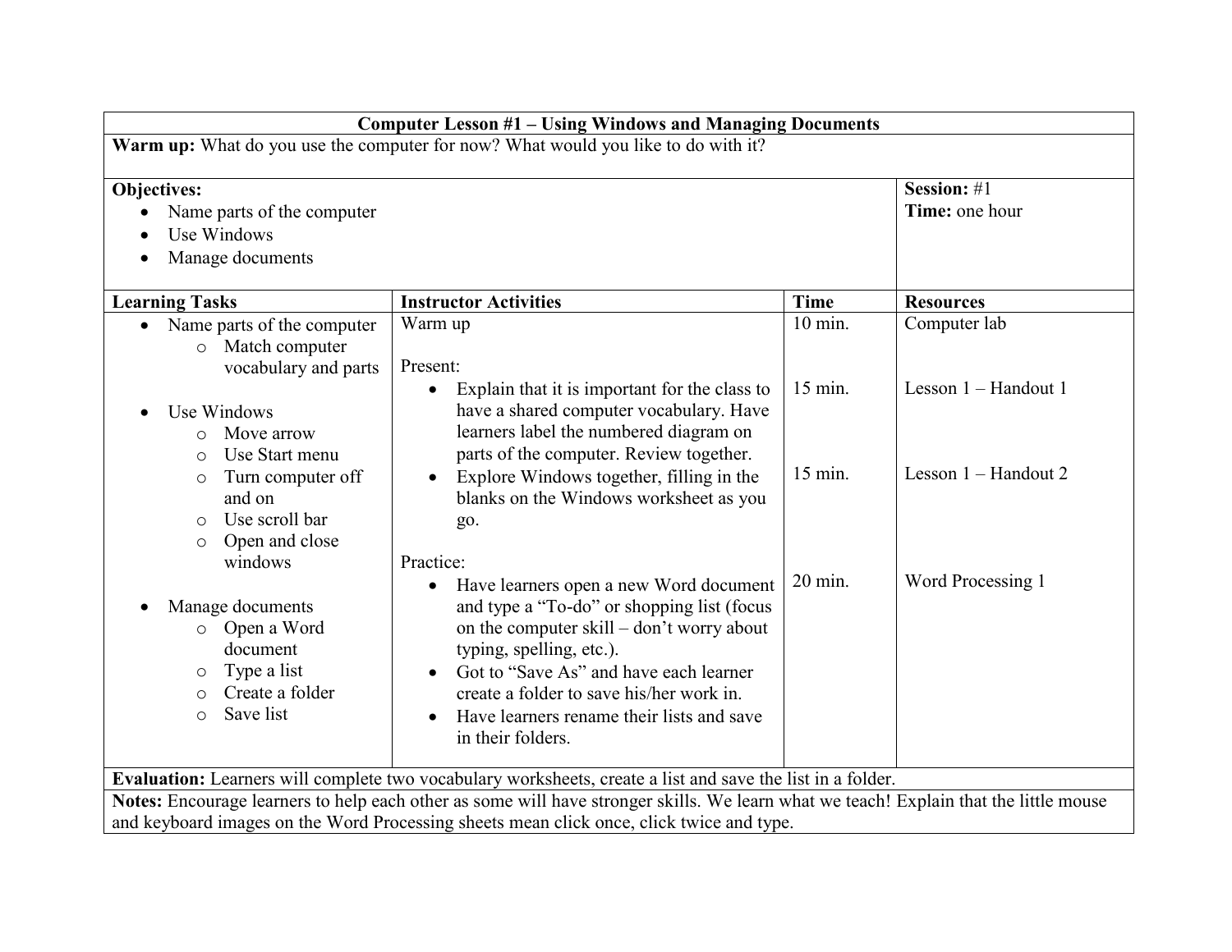## Computer Lesson #1 – Using Windows and Managing Documents

**Warm up:** What do you use the computer for now? What would you like to do with it?

**Objectives:**

- Name parts of the computer
- Use Windows
- Manage documents

**Session:** #1
**Time:** one hour

| Learning Tasks | Instructor Activities | Time | Resources |
|---|---|---|---|
| • Name parts of the computer<br>  ○ Match computer vocabulary and parts | Warm up | 10 min. | Computer lab |
| | Present:<br>• Explain that it is important for the class to have a shared computer vocabulary. Have learners label the numbered diagram on parts of the computer. Review together. | 15 min. | Lesson 1 – Handout 1 |
| • Use Windows<br>  ○ Move arrow<br>  ○ Use Start menu<br>  ○ Turn computer off and on<br>  ○ Use scroll bar<br>  ○ Open and close windows | • Explore Windows together, filling in the blanks on the Windows worksheet as you go. | 15 min. | Lesson 1 – Handout 2 |
| • Manage documents<br>  ○ Open a Word document<br>  ○ Type a list<br>  ○ Create a folder<br>  ○ Save list | Practice:<br>• Have learners open a new Word document and type a "To-do" or shopping list (focus on the computer skill – don't worry about typing, spelling, etc.).<br>• Got to "Save As" and have each learner create a folder to save his/her work in.<br>• Have learners rename their lists and save in their folders. | 20 min. | Word Processing 1 |

**Evaluation:** Learners will complete two vocabulary worksheets, create a list and save the list in a folder.

**Notes:** Encourage learners to help each other as some will have stronger skills. We learn what we teach! Explain that the little mouse and keyboard images on the Word Processing sheets mean click once, click twice and type.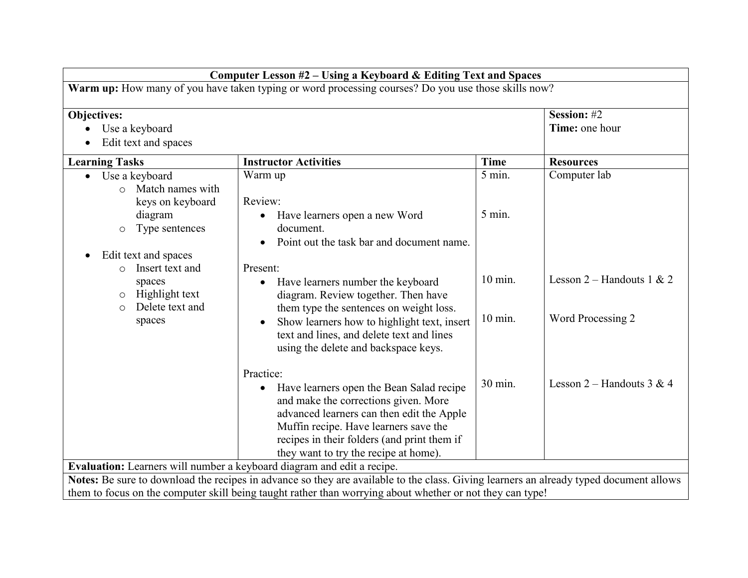## Computer Lesson #2 – Using a Keyboard & Editing Text and Spaces

**Warm up:** How many of you have taken typing or word processing courses? Do you use those skills now?

**Objectives:**
- Use a keyboard
- Edit text and spaces

**Session:** #2
**Time:** one hour

| Learning Tasks | Instructor Activities | Time | Resources |
|---|---|---|---|
| • Use a keyboard<br>&nbsp;&nbsp;o Match names with keys on keyboard diagram<br>&nbsp;&nbsp;o Type sentences<br><br>• Edit text and spaces<br>&nbsp;&nbsp;o Insert text and spaces<br>&nbsp;&nbsp;o Highlight text<br>&nbsp;&nbsp;o Delete text and spaces | Warm up | 5 min. | Computer lab |
| | Review:<br>• Have learners open a new Word document.<br>• Point out the task bar and document name. | 5 min. | |
| | Present:<br>• Have learners number the keyboard diagram. Review together. Then have them type the sentences on weight loss. | 10 min. | Lesson 2 – Handouts 1 & 2 |
| | • Show learners how to highlight text, insert text and lines, and delete text and lines using the delete and backspace keys. | 10 min. | Word Processing 2 |
| | Practice:<br>• Have learners open the Bean Salad recipe and make the corrections given. More advanced learners can then edit the Apple Muffin recipe. Have learners save the recipes in their folders (and print them if they want to try the recipe at home). | 30 min. | Lesson 2 – Handouts 3 & 4 |

**Evaluation:** Learners will number a keyboard diagram and edit a recipe.

**Notes:** Be sure to download the recipes in advance so they are available to the class. Giving learners an already typed document allows them to focus on the computer skill being taught rather than worrying about whether or not they can type!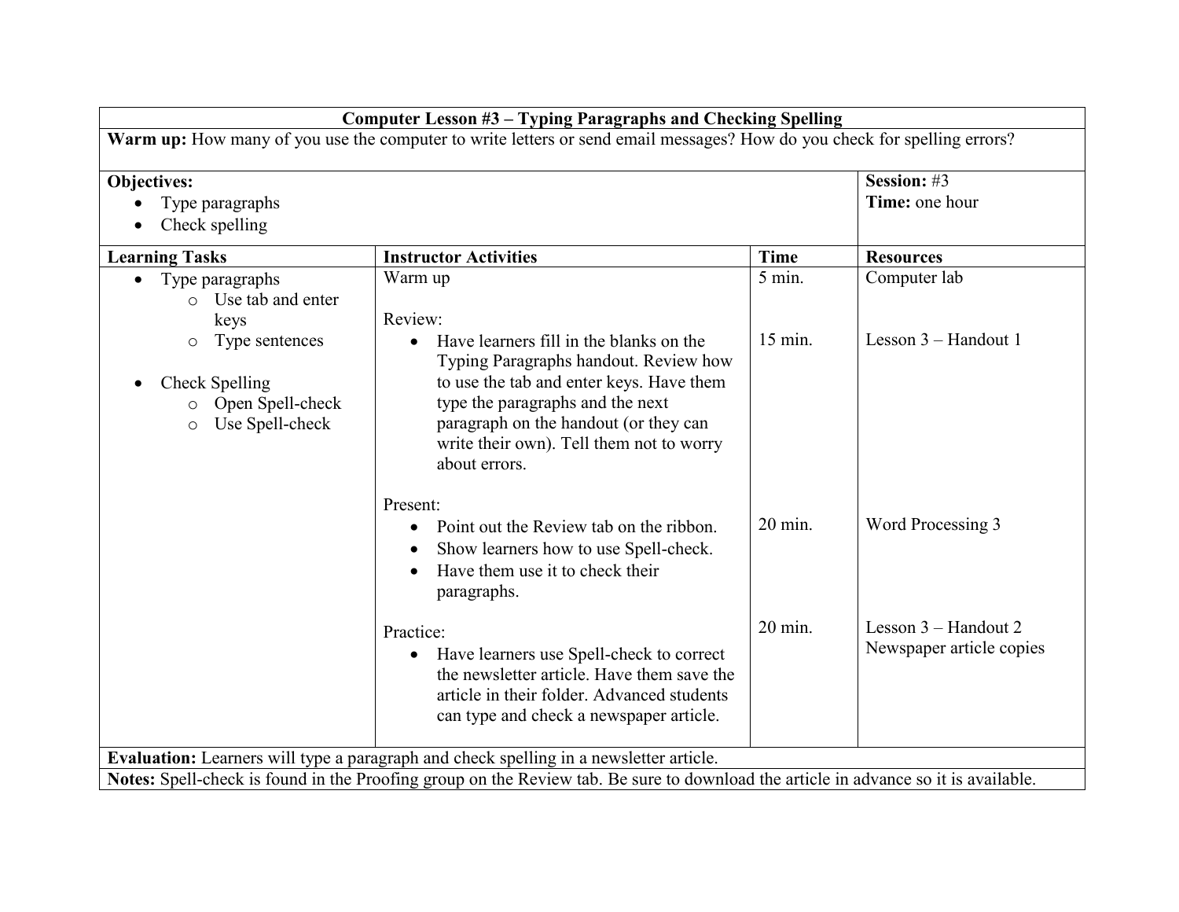# Computer Lesson #3 – Typing Paragraphs and Checking Spelling

**Warm up:** How many of you use the computer to write letters or send email messages? How do you check for spelling errors?

**Objectives:**
- Type paragraphs
- Check spelling

**Session:** #3
**Time:** one hour

| Learning Tasks | Instructor Activities | Time | Resources |
|---|---|---|---|
| • Type paragraphs<br>  o Use tab and enter keys<br>  o Type sentences<br><br>• Check Spelling<br>  o Open Spell-check<br>  o Use Spell-check | Warm up | 5 min. | Computer lab |
| | Review:<br>• Have learners fill in the blanks on the Typing Paragraphs handout. Review how to use the tab and enter keys. Have them type the paragraphs and the next paragraph on the handout (or they can write their own). Tell them not to worry about errors. | 15 min. | Lesson 3 – Handout 1 |
| | Present:<br>• Point out the Review tab on the ribbon.<br>• Show learners how to use Spell-check.<br>• Have them use it to check their paragraphs. | 20 min. | Word Processing 3 |
| | Practice:<br>• Have learners use Spell-check to correct the newsletter article. Have them save the article in their folder. Advanced students can type and check a newspaper article. | 20 min. | Lesson 3 – Handout 2<br>Newspaper article copies |

**Evaluation:** Learners will type a paragraph and check spelling in a newsletter article.

**Notes:** Spell-check is found in the Proofing group on the Review tab. Be sure to download the article in advance so it is available.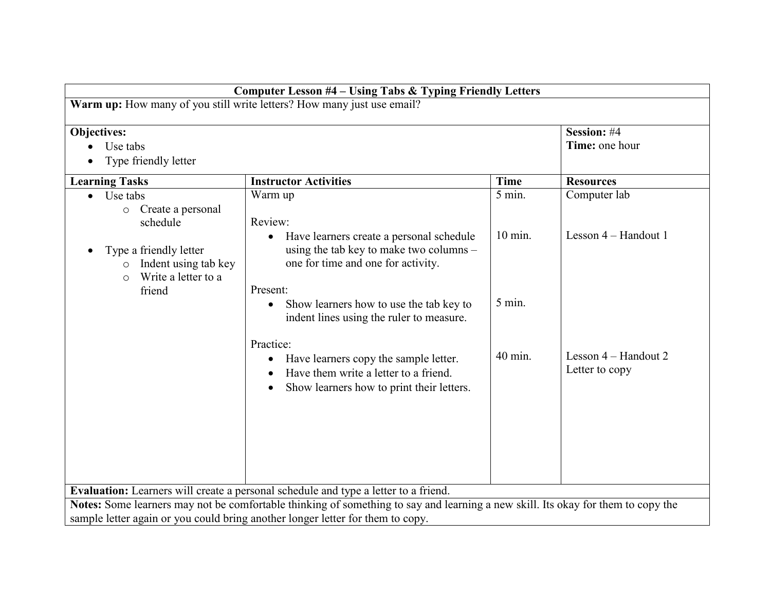| Computer Lesson #4 – Using Tabs & Typing Friendly Letters | | | |
|---|---|---|---|
| **Warm up:** How many of you still write letters? How many just use email? | | | |
| **Objectives:**<br>• Use tabs<br>• Type friendly letter | | | **Session:** #4<br>**Time:** one hour |
| **Learning Tasks** | **Instructor Activities** | **Time** | **Resources** |
| • Use tabs<br>  ○ Create a personal schedule<br><br>• Type a friendly letter<br>  ○ Indent using tab key<br>  ○ Write a letter to a friend | Warm up | 5 min. | Computer lab |
| | Review:<br>• Have learners create a personal schedule using the tab key to make two columns – one for time and one for activity. | 10 min. | Lesson 4 – Handout 1 |
| | Present:<br>• Show learners how to use the tab key to indent lines using the ruler to measure. | 5 min. | |
| | Practice:<br>• Have learners copy the sample letter.<br>• Have them write a letter to a friend.<br>• Show learners how to print their letters. | 40 min. | Lesson 4 – Handout 2<br>Letter to copy |
| **Evaluation:** Learners will create a personal schedule and type a letter to a friend. | | | |
| **Notes:** Some learners may not be comfortable thinking of something to say and learning a new skill. Its okay for them to copy the sample letter again or you could bring another longer letter for them to copy. | | | |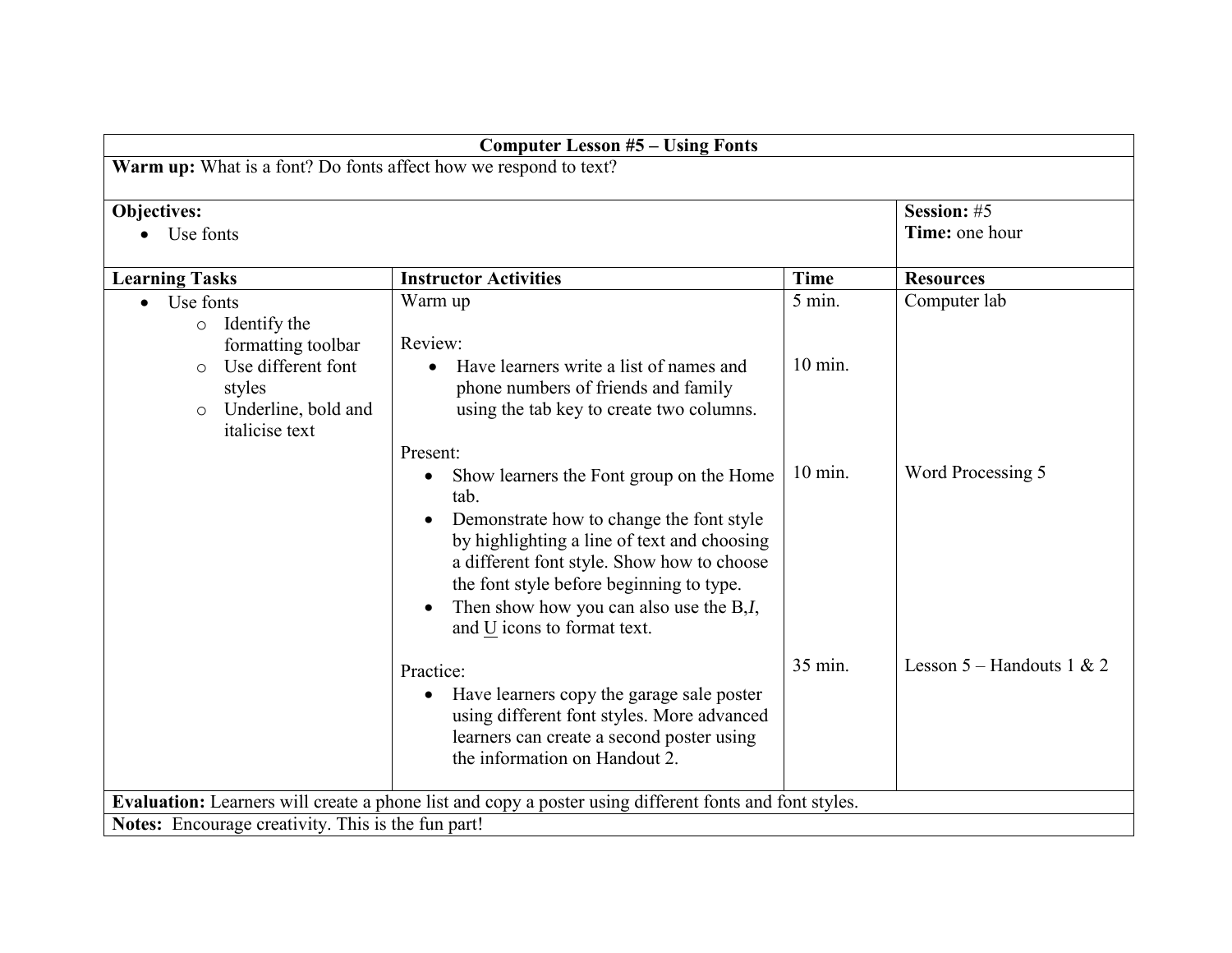## Computer Lesson #5 – Using Fonts

**Warm up:** What is a font? Do fonts affect how we respond to text?

**Objectives:**

- Use fonts

**Session:** #5
**Time:** one hour

| Learning Tasks | Instructor Activities | Time | Resources |
|---|---|---|---|
| • Use fonts<br>  ◦ Identify the formatting toolbar<br>  ◦ Use different font styles<br>  ◦ Underline, bold and italicise text | Warm up | 5 min. | Computer lab |
| | Review:<br>• Have learners write a list of names and phone numbers of friends and family using the tab key to create two columns. | 10 min. | |
| | Present:<br>• Show learners the Font group on the Home tab.<br>• Demonstrate how to change the font style by highlighting a line of text and choosing a different font style. Show how to choose the font style before beginning to type.<br>• Then show how you can also use the B,*I*, and <u>U</u> icons to format text. | 10 min. | Word Processing 5 |
| | Practice:<br>• Have learners copy the garage sale poster using different font styles. More advanced learners can create a second poster using the information on Handout 2. | 35 min. | Lesson 5 – Handouts 1 & 2 |

**Evaluation:** Learners will create a phone list and copy a poster using different fonts and font styles.

**Notes:** Encourage creativity. This is the fun part!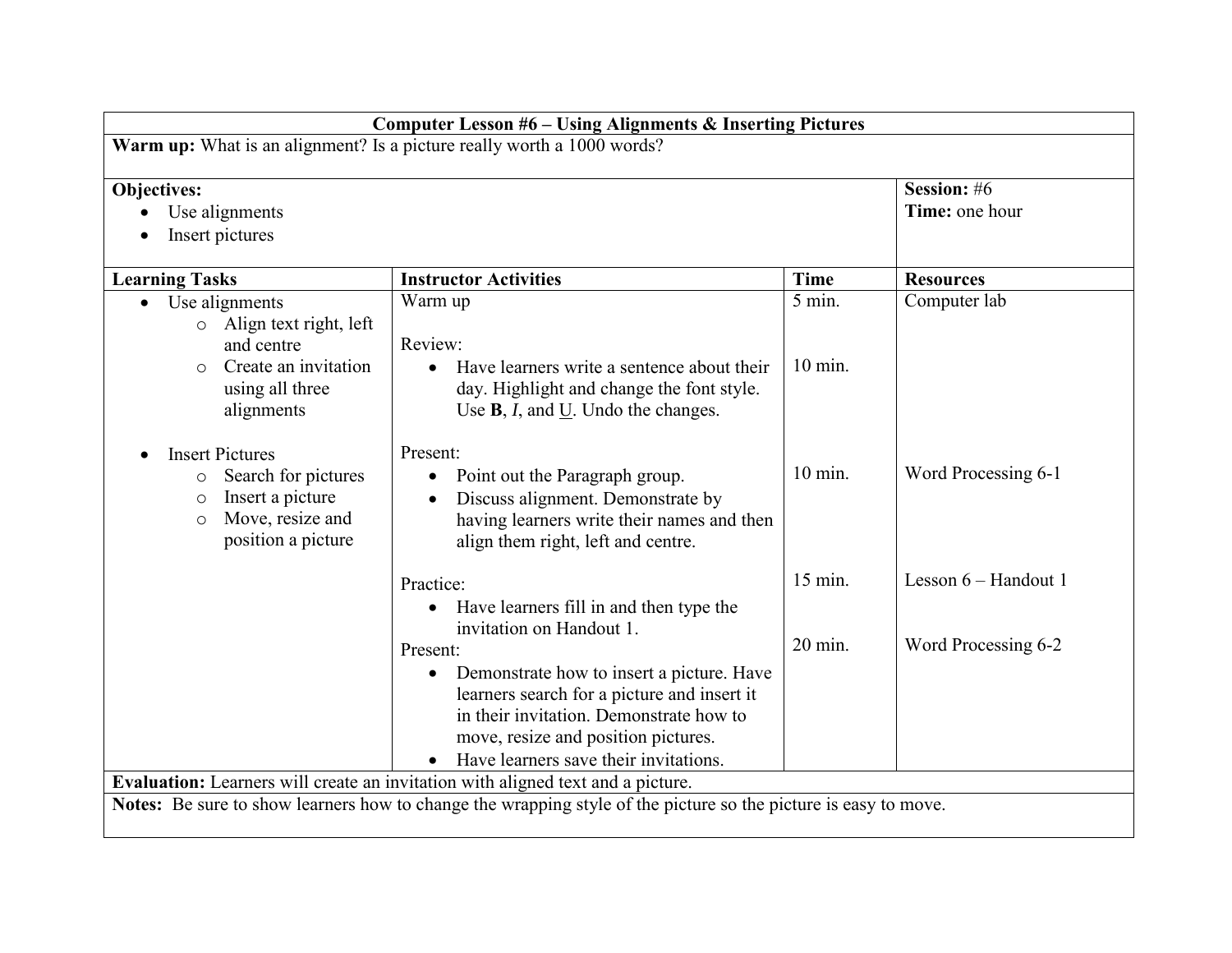**Computer Lesson #6 – Using Alignments & Inserting Pictures**

**Warm up:** What is an alignment? Is a picture really worth a 1000 words?

**Objectives:**

- Use alignments
- Insert pictures

**Session:** #6
**Time:** one hour

| Learning Tasks | Instructor Activities | Time | Resources |
|---|---|---|---|
| • Use alignments<br>  ○ Align text right, left and centre<br>  ○ Create an invitation using all three alignments<br><br>• Insert Pictures<br>  ○ Search for pictures<br>  ○ Insert a picture<br>  ○ Move, resize and position a picture | Warm up | 5 min. | Computer lab |
| | Review:<br>• Have learners write a sentence about their day. Highlight and change the font style. Use **B**, *I*, and U. Undo the changes. | 10 min. | |
| | Present:<br>• Point out the Paragraph group.<br>• Discuss alignment. Demonstrate by having learners write their names and then align them right, left and centre. | 10 min. | Word Processing 6-1 |
| | Practice:<br>• Have learners fill in and then type the invitation on Handout 1. | 15 min. | Lesson 6 – Handout 1 |
| | Present:<br>• Demonstrate how to insert a picture. Have learners search for a picture and insert it in their invitation. Demonstrate how to move, resize and position pictures.<br>• Have learners save their invitations. | 20 min. | Word Processing 6-2 |

**Evaluation:** Learners will create an invitation with aligned text and a picture.

**Notes:** Be sure to show learners how to change the wrapping style of the picture so the picture is easy to move.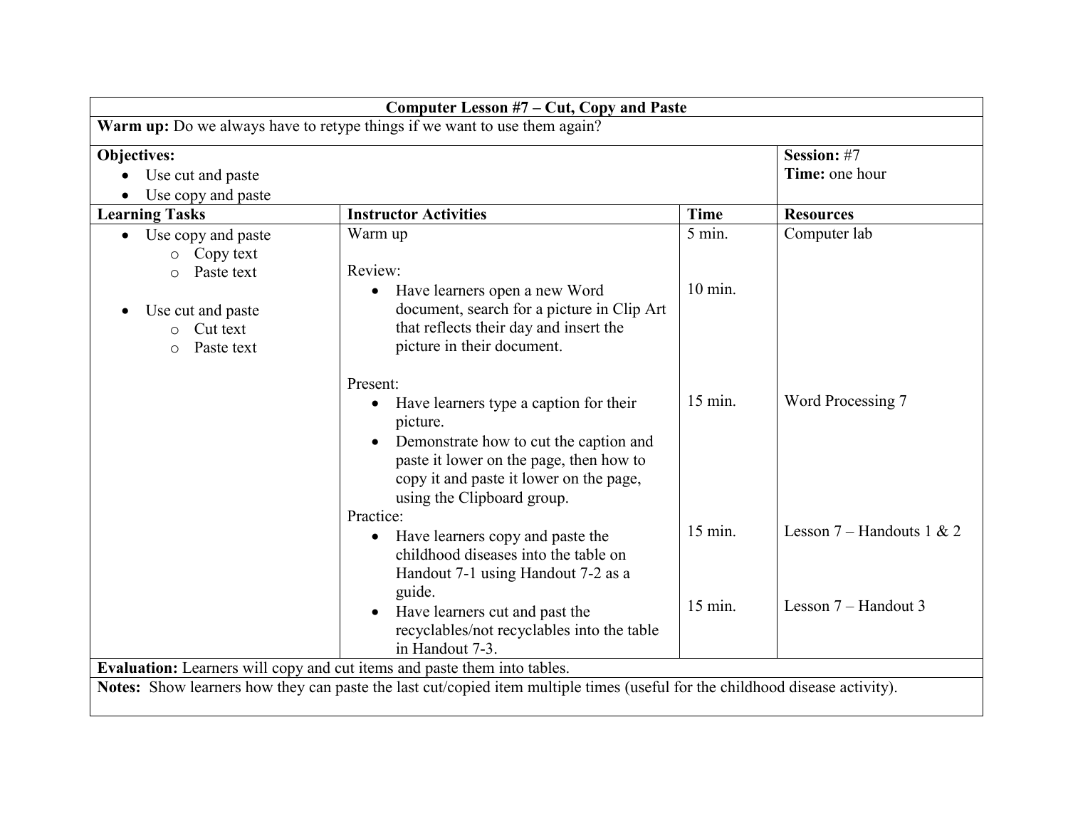## Computer Lesson #7 – Cut, Copy and Paste

**Warm up:** Do we always have to retype things if we want to use them again?

**Objectives:**

- Use cut and paste
- Use copy and paste

**Session:** #7
**Time:** one hour

| Learning Tasks | Instructor Activities | Time | Resources |
|---|---|---|---|
| • Use copy and paste<br>  ○ Copy text<br>  ○ Paste text<br><br>• Use cut and paste<br>  ○ Cut text<br>  ○ Paste text | Warm up | 5 min. | Computer lab |
| | Review:<br>• Have learners open a new Word document, search for a picture in Clip Art that reflects their day and insert the picture in their document. | 10 min. | |
| | Present:<br>• Have learners type a caption for their picture.<br>• Demonstrate how to cut the caption and paste it lower on the page, then how to copy it and paste it lower on the page, using the Clipboard group. | 15 min. | Word Processing 7 |
| | Practice:<br>• Have learners copy and paste the childhood diseases into the table on Handout 7-1 using Handout 7-2 as a guide. | 15 min. | Lesson 7 – Handouts 1 & 2 |
| | • Have learners cut and past the recyclables/not recyclables into the table in Handout 7-3. | 15 min. | Lesson 7 – Handout 3 |

**Evaluation:** Learners will copy and cut items and paste them into tables.

**Notes:** Show learners how they can paste the last cut/copied item multiple times (useful for the childhood disease activity).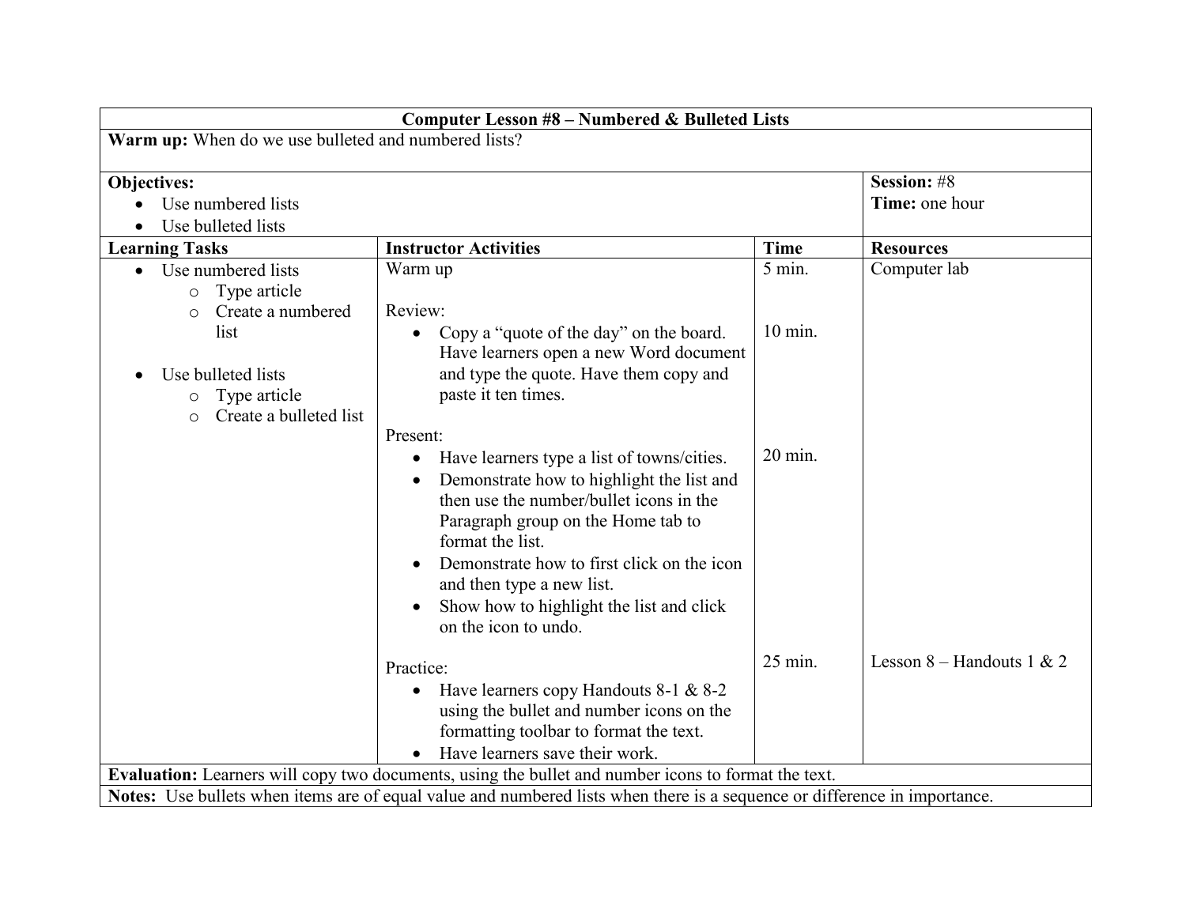## Computer Lesson #8 – Numbered & Bulleted Lists

**Warm up:** When do we use bulleted and numbered lists?

**Objectives:**

- Use numbered lists
- Use bulleted lists

**Session:** #8
**Time:** one hour

| Learning Tasks | Instructor Activities | Time | Resources |
|---|---|---|---|
| • Use numbered lists<br>&nbsp;&nbsp;&nbsp;&nbsp;o Type article<br>&nbsp;&nbsp;&nbsp;&nbsp;o Create a numbered list<br><br>• Use bulleted lists<br>&nbsp;&nbsp;&nbsp;&nbsp;o Type article<br>&nbsp;&nbsp;&nbsp;&nbsp;o Create a bulleted list | Warm up | 5 min. | Computer lab |
| | Review:<br>• Copy a "quote of the day" on the board. Have learners open a new Word document and type the quote. Have them copy and paste it ten times. | 10 min. | |
| | Present:<br>• Have learners type a list of towns/cities.<br>• Demonstrate how to highlight the list and then use the number/bullet icons in the Paragraph group on the Home tab to format the list.<br>• Demonstrate how to first click on the icon and then type a new list.<br>• Show how to highlight the list and click on the icon to undo. | 20 min. | |
| | Practice:<br>• Have learners copy Handouts 8-1 & 8-2 using the bullet and number icons on the formatting toolbar to format the text.<br>• Have learners save their work. | 25 min. | Lesson 8 – Handouts 1 & 2 |

**Evaluation:** Learners will copy two documents, using the bullet and number icons to format the text.

**Notes:** Use bullets when items are of equal value and numbered lists when there is a sequence or difference in importance.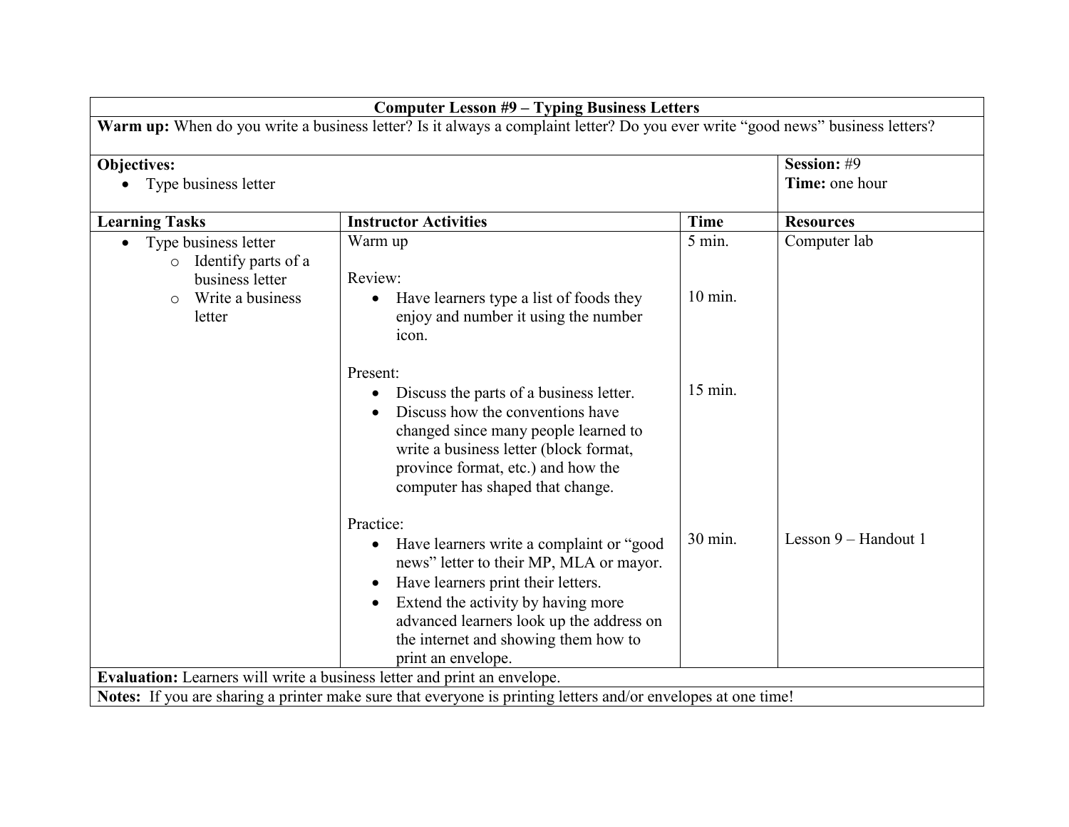# Computer Lesson #9 – Typing Business Letters

**Warm up:** When do you write a business letter? Is it always a complaint letter? Do you ever write "good news" business letters?

**Objectives:**

- Type business letter

**Session:** #9
**Time:** one hour

| Learning Tasks | Instructor Activities | Time | Resources |
|---|---|---|---|
| • Type business letter<br>  ○ Identify parts of a business letter<br>  ○ Write a business letter | Warm up | 5 min. | Computer lab |
| | Review:<br>• Have learners type a list of foods they enjoy and number it using the number icon. | 10 min. | |
| | Present:<br>• Discuss the parts of a business letter.<br>• Discuss how the conventions have changed since many people learned to write a business letter (block format, province format, etc.) and how the computer has shaped that change. | 15 min. | |
| | Practice:<br>• Have learners write a complaint or "good news" letter to their MP, MLA or mayor.<br>• Have learners print their letters.<br>• Extend the activity by having more advanced learners look up the address on the internet and showing them how to print an envelope. | 30 min. | Lesson 9 – Handout 1 |

**Evaluation:** Learners will write a business letter and print an envelope.

**Notes:** If you are sharing a printer make sure that everyone is printing letters and/or envelopes at one time!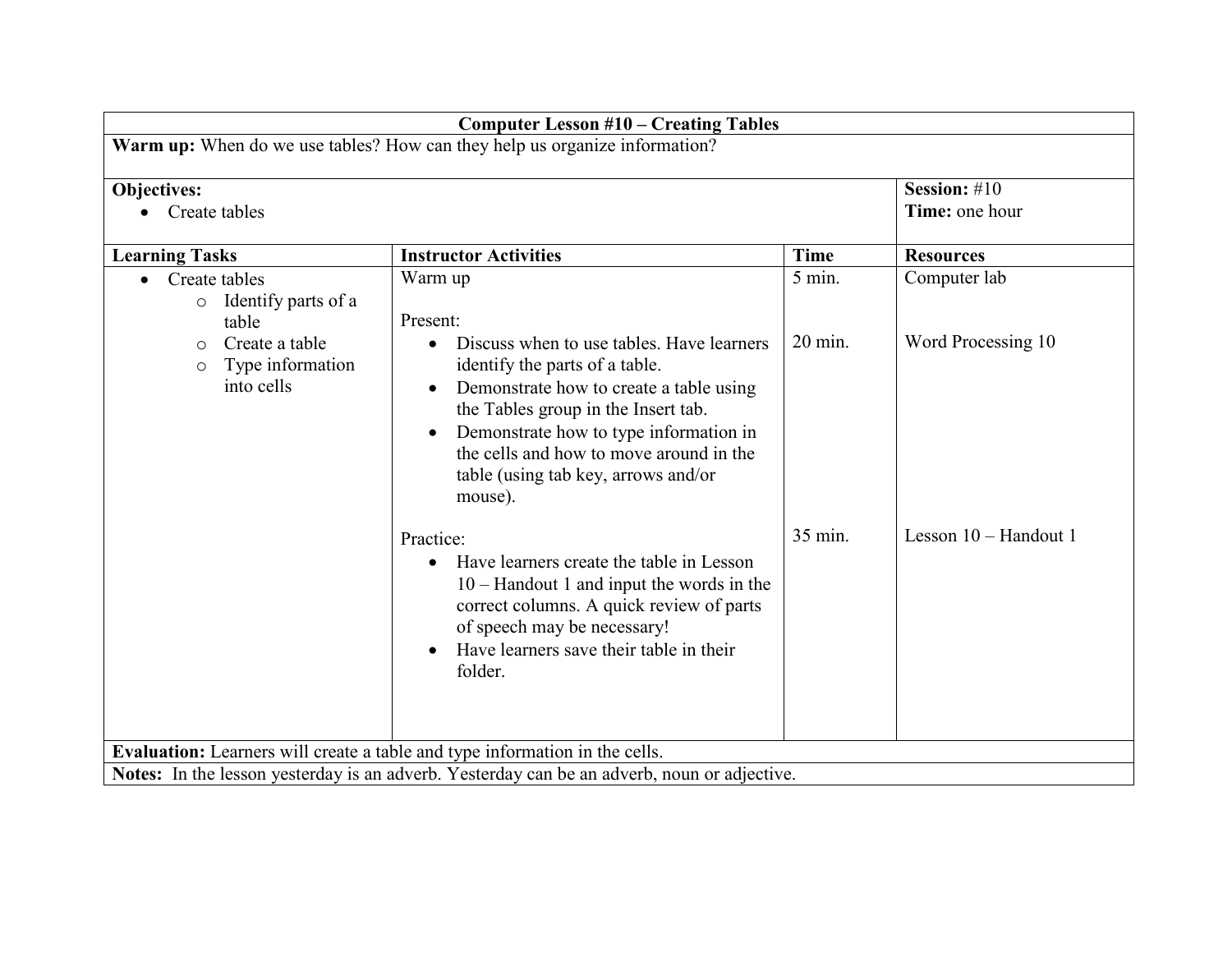# Computer Lesson #10 – Creating Tables

**Warm up:** When do we use tables? How can they help us organize information?

**Objectives:**

- Create tables

**Session:** #10
**Time:** one hour

| Learning Tasks | Instructor Activities | Time | Resources |
|---|---|---|---|
| • Create tables<br>  ○ Identify parts of a table<br>  ○ Create a table<br>  ○ Type information into cells | Warm up | 5 min. | Computer lab |
| | Present:<br>• Discuss when to use tables. Have learners identify the parts of a table.<br>• Demonstrate how to create a table using the Tables group in the Insert tab.<br>• Demonstrate how to type information in the cells and how to move around in the table (using tab key, arrows and/or mouse). | 20 min. | Word Processing 10 |
| | Practice:<br>• Have learners create the table in Lesson 10 – Handout 1 and input the words in the correct columns. A quick review of parts of speech may be necessary!<br>• Have learners save their table in their folder. | 35 min. | Lesson 10 – Handout 1 |

**Evaluation:** Learners will create a table and type information in the cells.

**Notes:** In the lesson yesterday is an adverb. Yesterday can be an adverb, noun or adjective.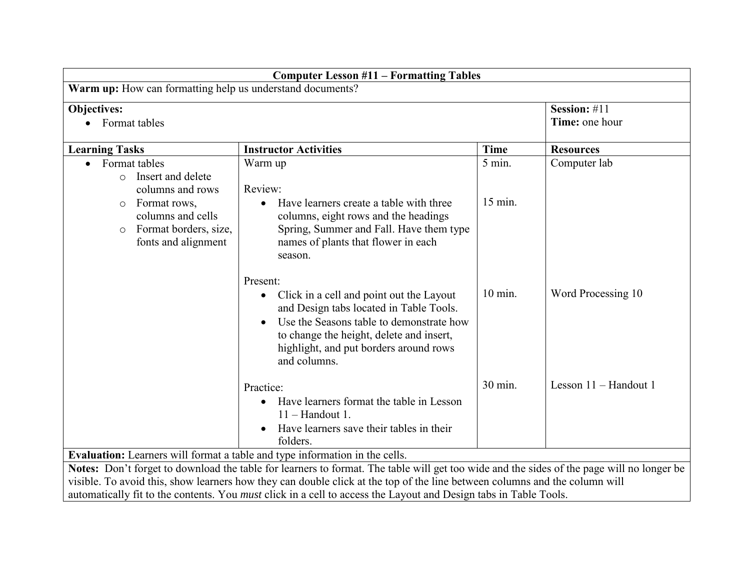| **Computer Lesson #11 – Formatting Tables** | | | |
|---|---|---|---|
| **Warm up:** How can formatting help us understand documents? | | | |
| **Objectives:**<br>• Format tables | | | **Session:** #11<br>**Time:** one hour |
| **Learning Tasks** | **Instructor Activities** | **Time** | **Resources** |
| • Format tables<br>  ○ Insert and delete columns and rows<br>  ○ Format rows, columns and cells<br>  ○ Format borders, size, fonts and alignment | Warm up | 5 min. | Computer lab |
| | Review:<br>• Have learners create a table with three columns, eight rows and the headings Spring, Summer and Fall. Have them type names of plants that flower in each season. | 15 min. | |
| | Present:<br>• Click in a cell and point out the Layout and Design tabs located in Table Tools.<br>• Use the Seasons table to demonstrate how to change the height, delete and insert, highlight, and put borders around rows and columns. | 10 min. | Word Processing 10 |
| | Practice:<br>• Have learners format the table in Lesson 11 – Handout 1.<br>• Have learners save their tables in their folders. | 30 min. | Lesson 11 – Handout 1 |
| **Evaluation:** Learners will format a table and type information in the cells. | | | |
| **Notes:** Don't forget to download the table for learners to format. The table will get too wide and the sides of the page will no longer be visible. To avoid this, show learners how they can double click at the top of the line between columns and the column will automatically fit to the contents. You *must* click in a cell to access the Layout and Design tabs in Table Tools. | | | |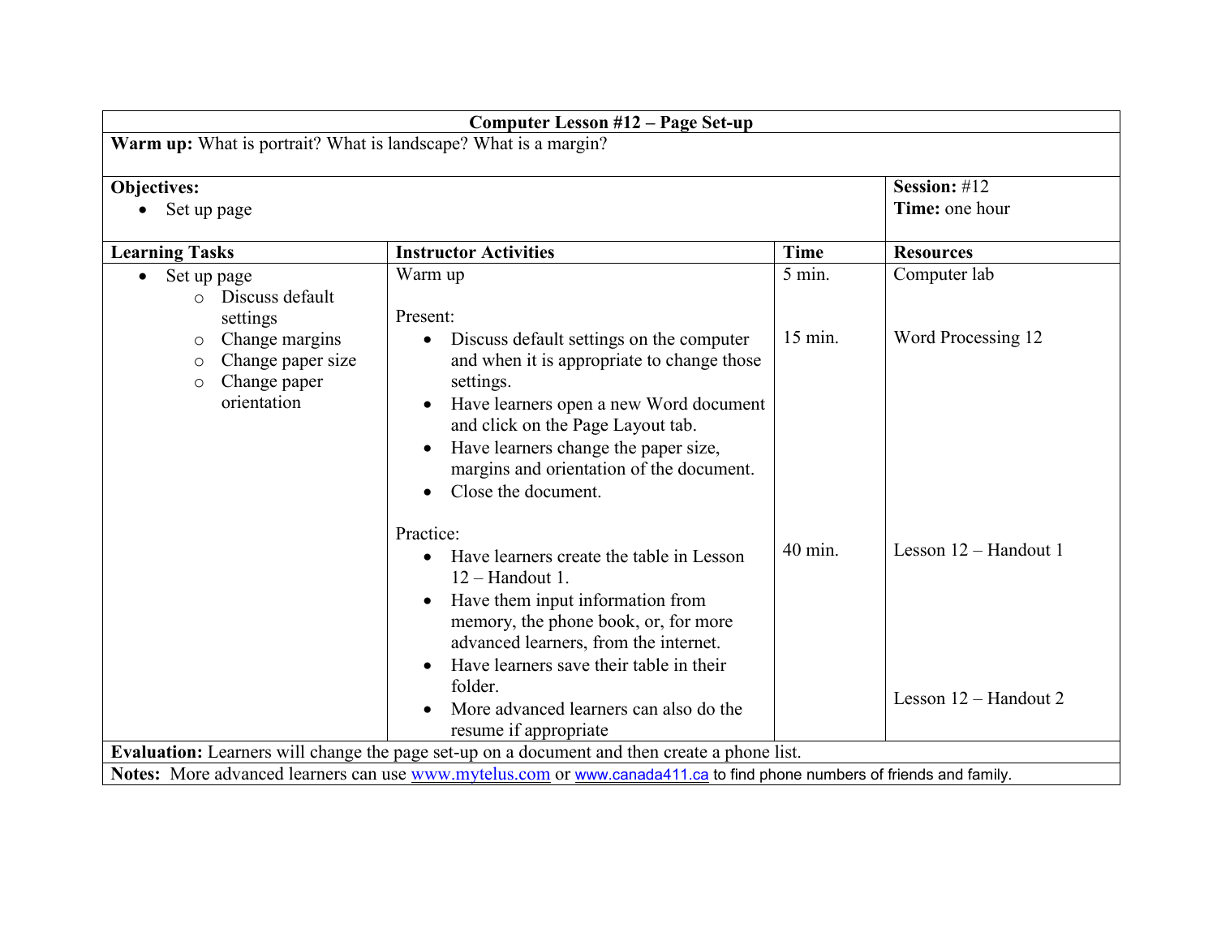## Computer Lesson #12 – Page Set-up

**Warm up:** What is portrait? What is landscape? What is a margin?

**Objectives:**

- Set up page

**Session:** #12
**Time:** one hour

| Learning Tasks | Instructor Activities | Time | Resources |
|---|---|---|---|
| • Set up page<br>  ○ Discuss default settings<br>  ○ Change margins<br>  ○ Change paper size<br>  ○ Change paper orientation | Warm up | 5 min. | Computer lab |
| | Present:<br>• Discuss default settings on the computer and when it is appropriate to change those settings.<br>• Have learners open a new Word document and click on the Page Layout tab.<br>• Have learners change the paper size, margins and orientation of the document.<br>• Close the document. | 15 min. | Word Processing 12 |
| | Practice:<br>• Have learners create the table in Lesson 12 – Handout 1.<br>• Have them input information from memory, the phone book, or, for more advanced learners, from the internet.<br>• Have learners save their table in their folder.<br>• More advanced learners can also do the resume if appropriate | 40 min. | Lesson 12 – Handout 1<br><br>Lesson 12 – Handout 2 |

**Evaluation:** Learners will change the page set-up on a document and then create a phone list.

**Notes:** More advanced learners can use www.mytelus.com or www.canada411.ca to find phone numbers of friends and family.